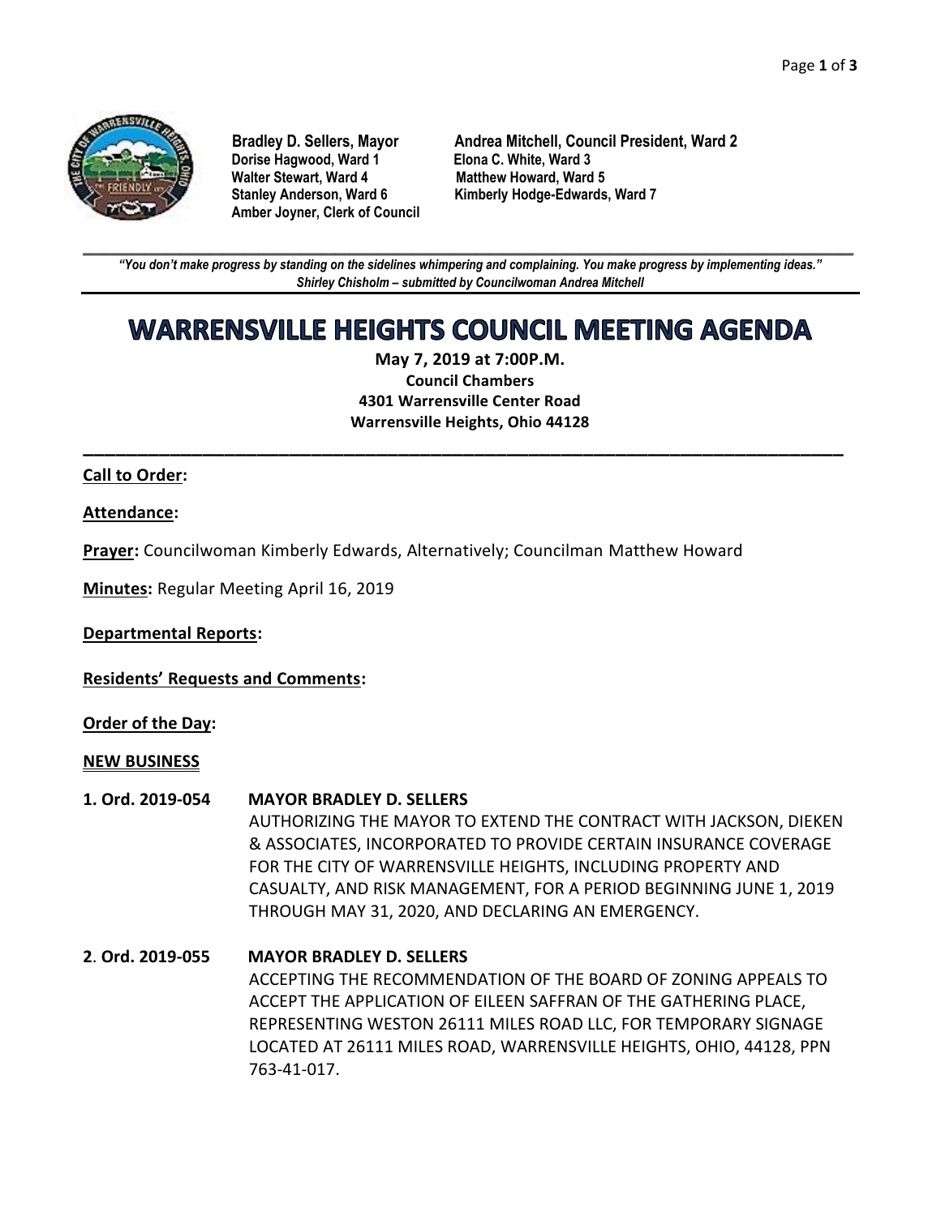**Bradley D. Sellers, Mayor**
**Andrea Mitchell, Council President, Ward 2**
**Dorise Hagwood, Ward 1**
**Elona C. White, Ward 3**
**Walter Stewart, Ward 4**
**Matthew Howard, Ward 5**
**Stanley Anderson, Ward 6**
**Kimberly Hodge-Edwards, Ward 7**
**Amber Joyner, Clerk of Council**

---

***"You don't make progress by standing on the sidelines whimpering and complaining. You make progress by implementing ideas."***
***Shirley Chisholm – submitted by Councilwoman Andrea Mitchell***

# WARRENSVILLE HEIGHTS COUNCIL MEETING AGENDA

**May 7, 2019 at 7:00P.M.**
**Council Chambers**
**4301 Warrensville Center Road**
**Warrensville Heights, Ohio 44128**

---

**Call to Order:**

**Attendance:**

**Prayer:** Councilwoman Kimberly Edwards, Alternatively; Councilman Matthew Howard

**Minutes:** Regular Meeting April 16, 2019

**Departmental Reports:**

**Residents' Requests and Comments:**

**Order of the Day:**

**NEW BUSINESS**

**1. Ord. 2019-054 MAYOR BRADLEY D. SELLERS**
AUTHORIZING THE MAYOR TO EXTEND THE CONTRACT WITH JACKSON, DIEKEN & ASSOCIATES, INCORPORATED TO PROVIDE CERTAIN INSURANCE COVERAGE FOR THE CITY OF WARRENSVILLE HEIGHTS, INCLUDING PROPERTY AND CASUALTY, AND RISK MANAGEMENT, FOR A PERIOD BEGINNING JUNE 1, 2019 THROUGH MAY 31, 2020, AND DECLARING AN EMERGENCY.

**2. Ord. 2019-055 MAYOR BRADLEY D. SELLERS**
ACCEPTING THE RECOMMENDATION OF THE BOARD OF ZONING APPEALS TO ACCEPT THE APPLICATION OF EILEEN SAFFRAN OF THE GATHERING PLACE, REPRESENTING WESTON 26111 MILES ROAD LLC, FOR TEMPORARY SIGNAGE LOCATED AT 26111 MILES ROAD, WARRENSVILLE HEIGHTS, OHIO, 44128, PPN 763-41-017.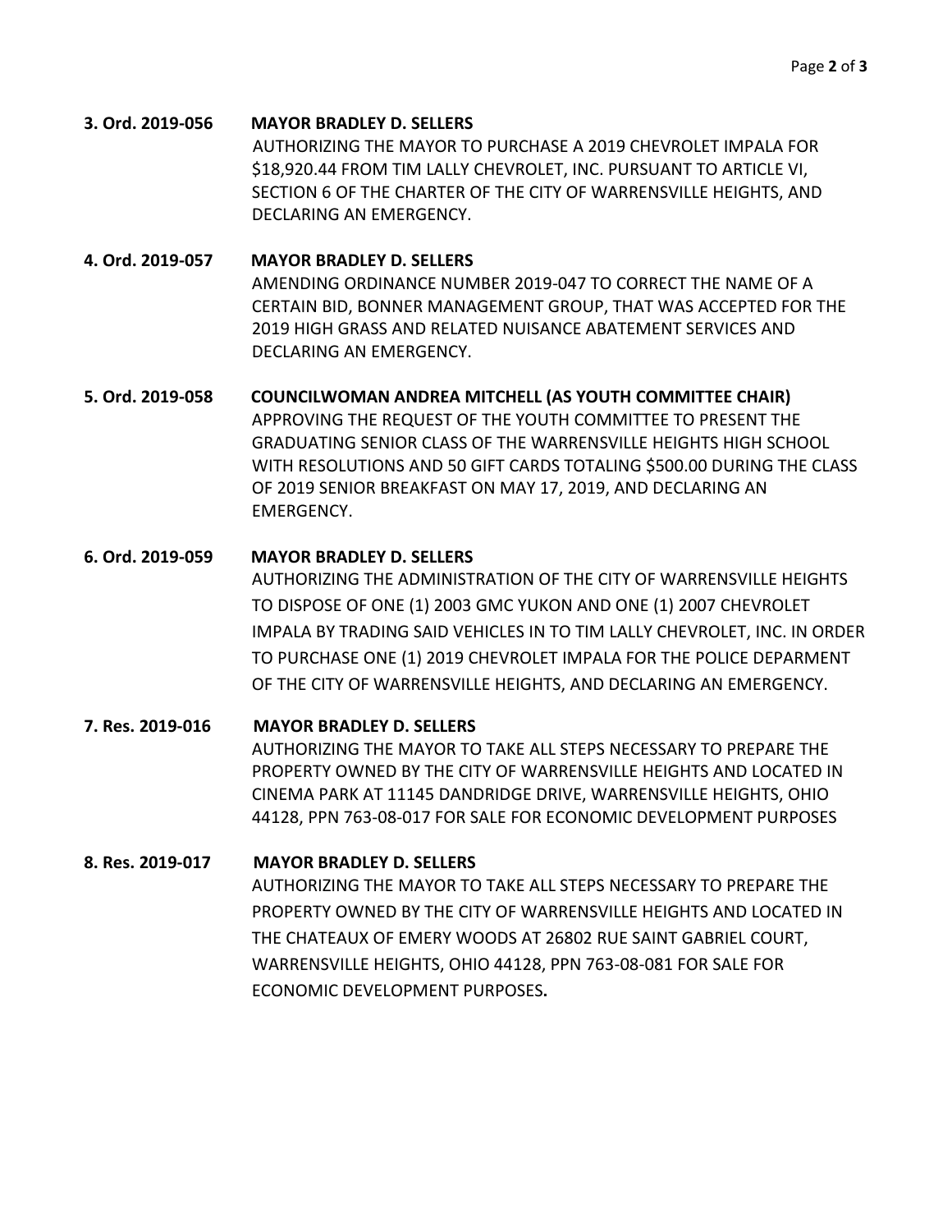**3. Ord. 2019-056 MAYOR BRADLEY D. SELLERS**

AUTHORIZING THE MAYOR TO PURCHASE A 2019 CHEVROLET IMPALA FOR $18,920.44 FROM TIM LALLY CHEVROLET, INC. PURSUANT TO ARTICLE VI, SECTION 6 OF THE CHARTER OF THE CITY OF WARRENSVILLE HEIGHTS, AND DECLARING AN EMERGENCY.

**4. Ord. 2019-057 MAYOR BRADLEY D. SELLERS**

AMENDING ORDINANCE NUMBER 2019-047 TO CORRECT THE NAME OF A CERTAIN BID, BONNER MANAGEMENT GROUP, THAT WAS ACCEPTED FOR THE 2019 HIGH GRASS AND RELATED NUISANCE ABATEMENT SERVICES AND DECLARING AN EMERGENCY.

**5. Ord. 2019-058 COUNCILWOMAN ANDREA MITCHELL (AS YOUTH COMMITTEE CHAIR)**

APPROVING THE REQUEST OF THE YOUTH COMMITTEE TO PRESENT THE GRADUATING SENIOR CLASS OF THE WARRENSVILLE HEIGHTS HIGH SCHOOL WITH RESOLUTIONS AND 50 GIFT CARDS TOTALING $500.00 DURING THE CLASS OF 2019 SENIOR BREAKFAST ON MAY 17, 2019, AND DECLARING AN EMERGENCY.

**6. Ord. 2019-059 MAYOR BRADLEY D. SELLERS**

AUTHORIZING THE ADMINISTRATION OF THE CITY OF WARRENSVILLE HEIGHTS TO DISPOSE OF ONE (1) 2003 GMC YUKON AND ONE (1) 2007 CHEVROLET IMPALA BY TRADING SAID VEHICLES IN TO TIM LALLY CHEVROLET, INC. IN ORDER TO PURCHASE ONE (1) 2019 CHEVROLET IMPALA FOR THE POLICE DEPARMENT OF THE CITY OF WARRENSVILLE HEIGHTS, AND DECLARING AN EMERGENCY.

**7. Res. 2019-016 MAYOR BRADLEY D. SELLERS**

AUTHORIZING THE MAYOR TO TAKE ALL STEPS NECESSARY TO PREPARE THE PROPERTY OWNED BY THE CITY OF WARRENSVILLE HEIGHTS AND LOCATED IN CINEMA PARK AT 11145 DANDRIDGE DRIVE, WARRENSVILLE HEIGHTS, OHIO 44128, PPN 763-08-017 FOR SALE FOR ECONOMIC DEVELOPMENT PURPOSES

**8. Res. 2019-017 MAYOR BRADLEY D. SELLERS**

AUTHORIZING THE MAYOR TO TAKE ALL STEPS NECESSARY TO PREPARE THE PROPERTY OWNED BY THE CITY OF WARRENSVILLE HEIGHTS AND LOCATED IN THE CHATEAUX OF EMERY WOODS AT 26802 RUE SAINT GABRIEL COURT, WARRENSVILLE HEIGHTS, OHIO 44128, PPN 763-08-081 FOR SALE FOR ECONOMIC DEVELOPMENT PURPOSES**.**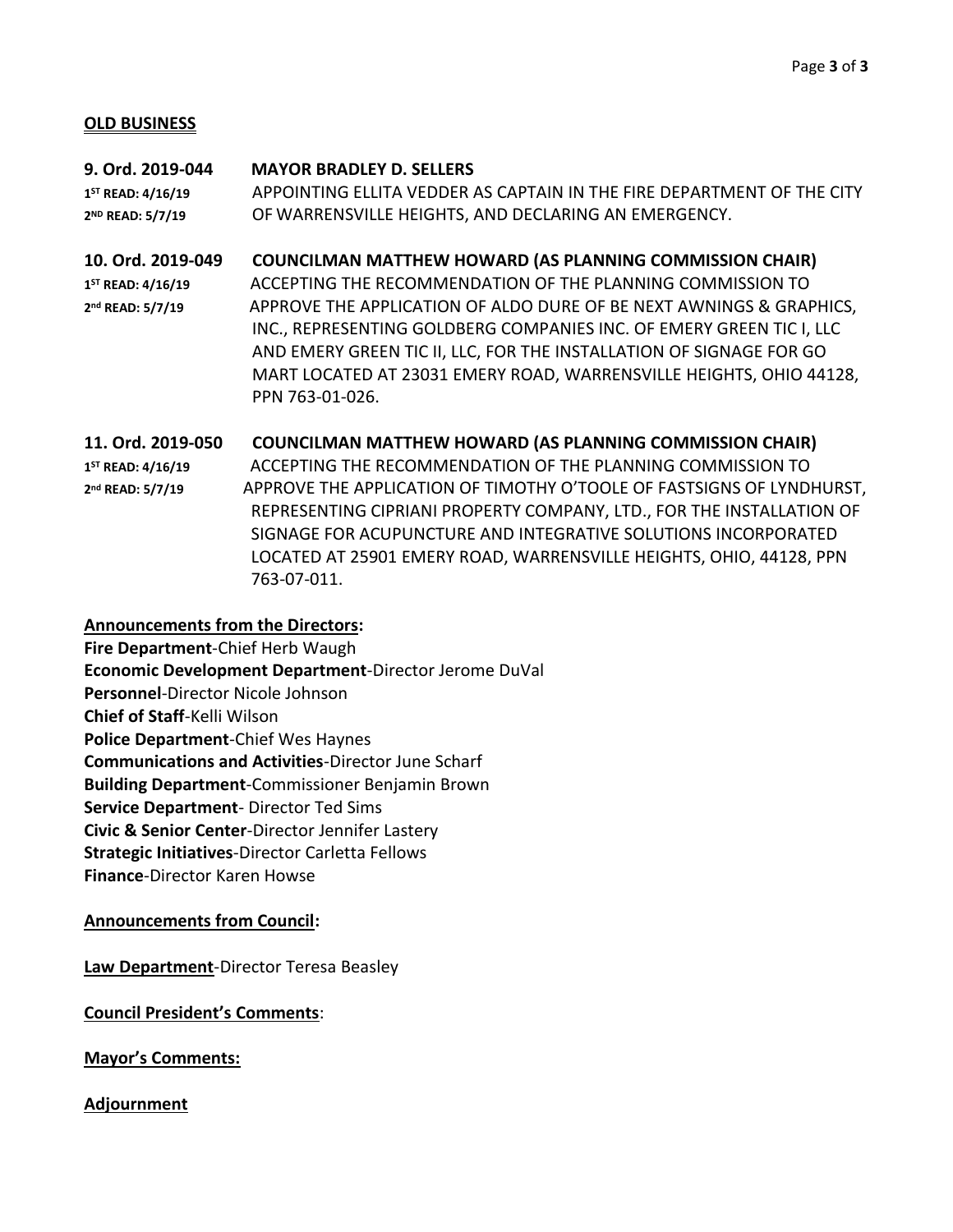**OLD BUSINESS**

**9. Ord. 2019-044** **MAYOR BRADLEY D. SELLERS**

1ST READ: 4/16/19
2ND READ: 5/7/19

APPOINTING ELLITA VEDDER AS CAPTAIN IN THE FIRE DEPARTMENT OF THE CITY OF WARRENSVILLE HEIGHTS, AND DECLARING AN EMERGENCY.

**10. Ord. 2019-049** **COUNCILMAN MATTHEW HOWARD (AS PLANNING COMMISSION CHAIR)**

1ST READ: 4/16/19
2nd READ: 5/7/19

ACCEPTING THE RECOMMENDATION OF THE PLANNING COMMISSION TO APPROVE THE APPLICATION OF ALDO DURE OF BE NEXT AWNINGS & GRAPHICS, INC., REPRESENTING GOLDBERG COMPANIES INC. OF EMERY GREEN TIC I, LLC AND EMERY GREEN TIC II, LLC, FOR THE INSTALLATION OF SIGNAGE FOR GO MART LOCATED AT 23031 EMERY ROAD, WARRENSVILLE HEIGHTS, OHIO 44128, PPN 763-01-026.

**11. Ord. 2019-050** **COUNCILMAN MATTHEW HOWARD (AS PLANNING COMMISSION CHAIR)**

1ST READ: 4/16/19
2nd READ: 5/7/19

ACCEPTING THE RECOMMENDATION OF THE PLANNING COMMISSION TO APPROVE THE APPLICATION OF TIMOTHY O'TOOLE OF FASTSIGNS OF LYNDHURST, REPRESENTING CIPRIANI PROPERTY COMPANY, LTD., FOR THE INSTALLATION OF SIGNAGE FOR ACUPUNCTURE AND INTEGRATIVE SOLUTIONS INCORPORATED LOCATED AT 25901 EMERY ROAD, WARRENSVILLE HEIGHTS, OHIO, 44128, PPN 763-07-011.

**Announcements from the Directors:**

**Fire Department**-Chief Herb Waugh
**Economic Development Department**-Director Jerome DuVal
**Personnel**-Director Nicole Johnson
**Chief of Staff**-Kelli Wilson
**Police Department**-Chief Wes Haynes
**Communications and Activities**-Director June Scharf
**Building Department**-Commissioner Benjamin Brown
**Service Department**- Director Ted Sims
**Civic & Senior Center**-Director Jennifer Lastery
**Strategic Initiatives**-Director Carletta Fellows
**Finance**-Director Karen Howse

**Announcements from Council:**

**Law Department**-Director Teresa Beasley

**Council President's Comments**:

**Mayor's Comments:**

**Adjournment**